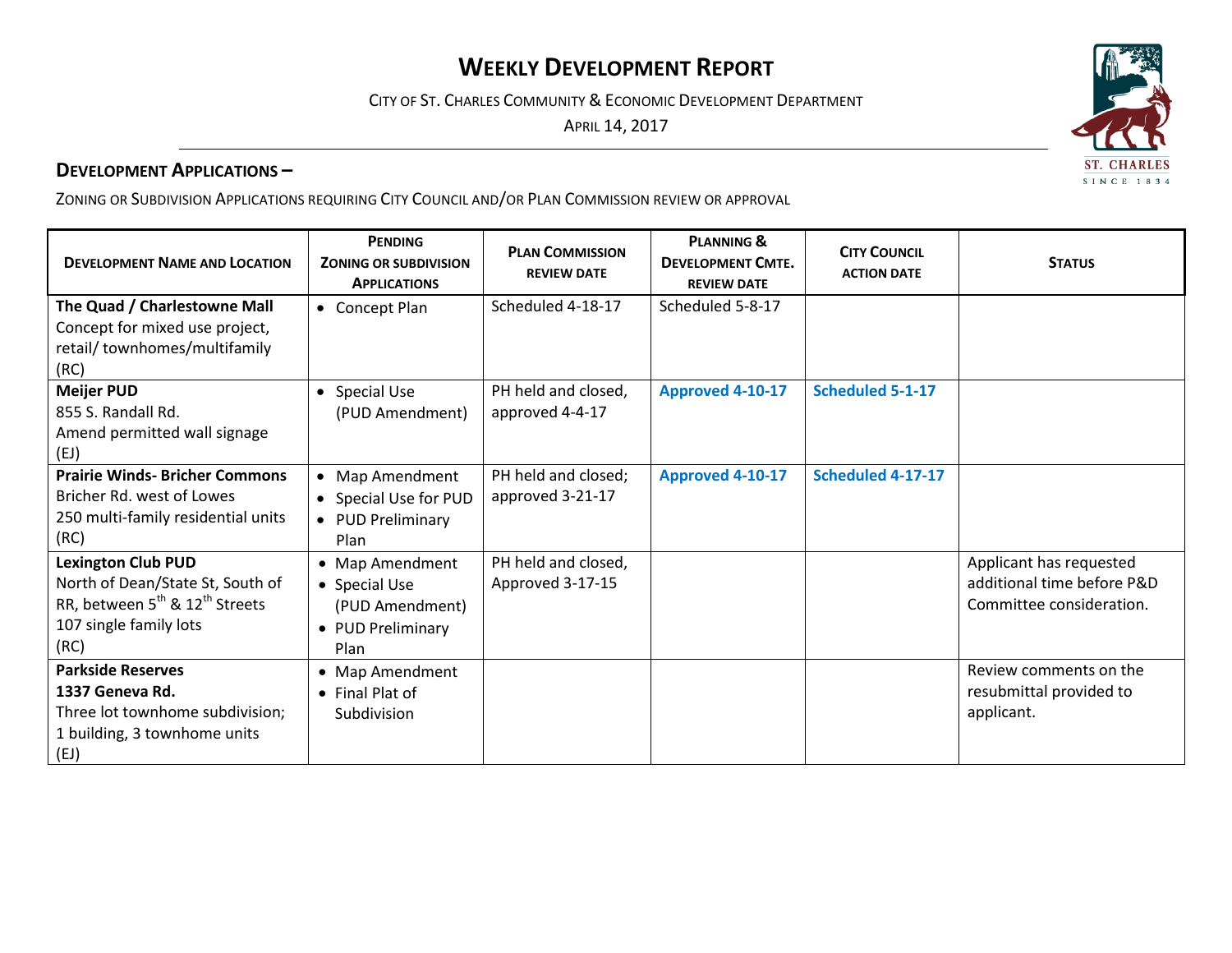# WEEKLY DEVELOPMENT REPORT

CITY OF ST. CHARLES COMMUNITY & ECONOMIC DEVELOPMENT DEPARTMENT

APRIL 14, 2017

## DEVELOPMENT APPLICATIONS –

ZONING OR SUBDIVISION APPLICATIONS REQUIRING CITY COUNCIL AND/OR PLAN COMMISSION REVIEW OR APPROVAL

| DEVELOPMENT NAME AND LOCATION | PENDING ZONING OR SUBDIVISION APPLICATIONS | PLAN COMMISSION REVIEW DATE | PLANNING & DEVELOPMENT CMTE. REVIEW DATE | CITY COUNCIL ACTION DATE | STATUS |
|---|---|---|---|---|---|
| **The Quad / Charlestowne Mall**<br>Concept for mixed use project, retail/ townhomes/multifamily<br>(RC) | • Concept Plan | Scheduled 4-18-17 | Scheduled 5-8-17 | | |
| **Meijer PUD**<br>855 S. Randall Rd.<br>Amend permitted wall signage<br>(EJ) | • Special Use (PUD Amendment) | PH held and closed, approved 4-4-17 | **Approved 4-10-17** | **Scheduled 5-1-17** | |
| **Prairie Winds- Bricher Commons**<br>Bricher Rd. west of Lowes<br>250 multi-family residential units<br>(RC) | • Map Amendment<br>• Special Use for PUD<br>• PUD Preliminary Plan | PH held and closed; approved 3-21-17 | **Approved 4-10-17** | **Scheduled 4-17-17** | |
| **Lexington Club PUD**<br>North of Dean/State St, South of RR, between 5th & 12th Streets<br>107 single family lots<br>(RC) | • Map Amendment<br>• Special Use (PUD Amendment)<br>• PUD Preliminary Plan | PH held and closed, Approved 3-17-15 | | | Applicant has requested additional time before P&D Committee consideration. |
| **Parkside Reserves**<br>**1337 Geneva Rd.**<br>Three lot townhome subdivision; 1 building, 3 townhome units<br>(EJ) | • Map Amendment<br>• Final Plat of Subdivision | | | | Review comments on the resubmittal provided to applicant. |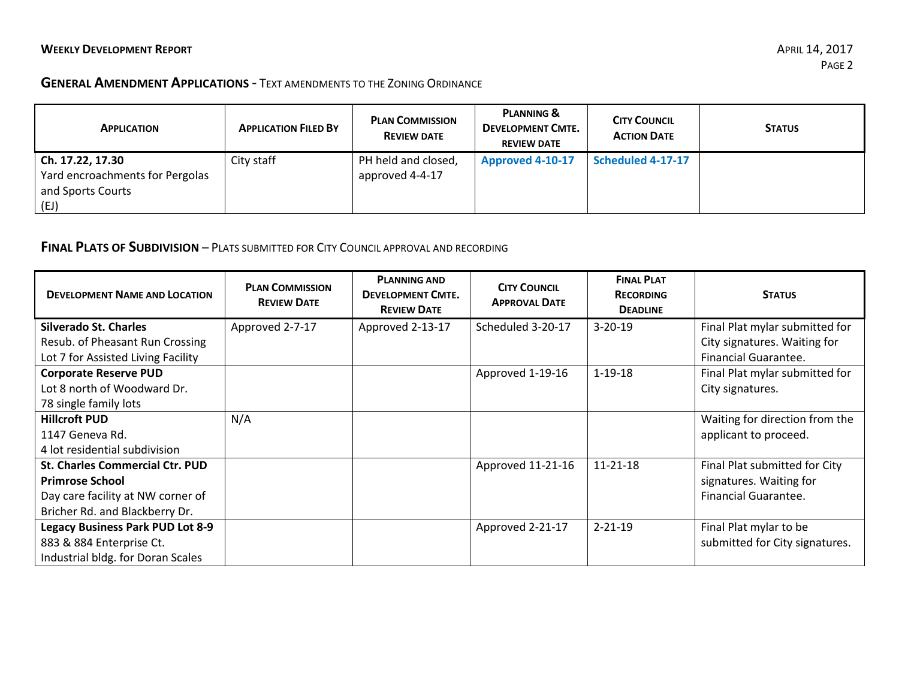## General Amendment Applications - Text amendments to the Zoning Ordinance

| Application | Application Filed By | Plan Commission Review date | Planning & Development Cmte. review date | City Council Action Date | Status |
|---|---|---|---|---|---|
| **Ch. 17.22, 17.30**<br>Yard encroachments for Pergolas and Sports Courts<br>(EJ) | City staff | PH held and closed, approved 4-4-17 | **Approved 4-10-17** | **Scheduled 4-17-17** | |

## Final Plats of Subdivision – Plats submitted for City Council approval and recording

| Development Name and Location | Plan Commission Review Date | Planning and Development Cmte. Review Date | City Council Approval Date | Final Plat Recording Deadline | Status |
|---|---|---|---|---|---|
| **Silverado St. Charles**<br>Resub. of Pheasant Run Crossing Lot 7 for Assisted Living Facility | Approved 2-7-17 | Approved 2-13-17 | Scheduled 3-20-17 | 3-20-19 | Final Plat mylar submitted for City signatures. Waiting for Financial Guarantee. |
| **Corporate Reserve PUD**<br>Lot 8 north of Woodward Dr.<br>78 single family lots | | | Approved 1-19-16 | 1-19-18 | Final Plat mylar submitted for City signatures. |
| **Hillcroft PUD**<br>1147 Geneva Rd.<br>4 lot residential subdivision | N/A | | | | Waiting for direction from the applicant to proceed. |
| **St. Charles Commercial Ctr. PUD**<br>**Primrose School**<br>Day care facility at NW corner of Bricher Rd. and Blackberry Dr. | | | Approved 11-21-16 | 11-21-18 | Final Plat submitted for City signatures. Waiting for Financial Guarantee. |
| **Legacy Business Park PUD Lot 8-9**<br>883 & 884 Enterprise Ct.<br>Industrial bldg. for Doran Scales | | | Approved 2-21-17 | 2-21-19 | Final Plat mylar to be submitted for City signatures. |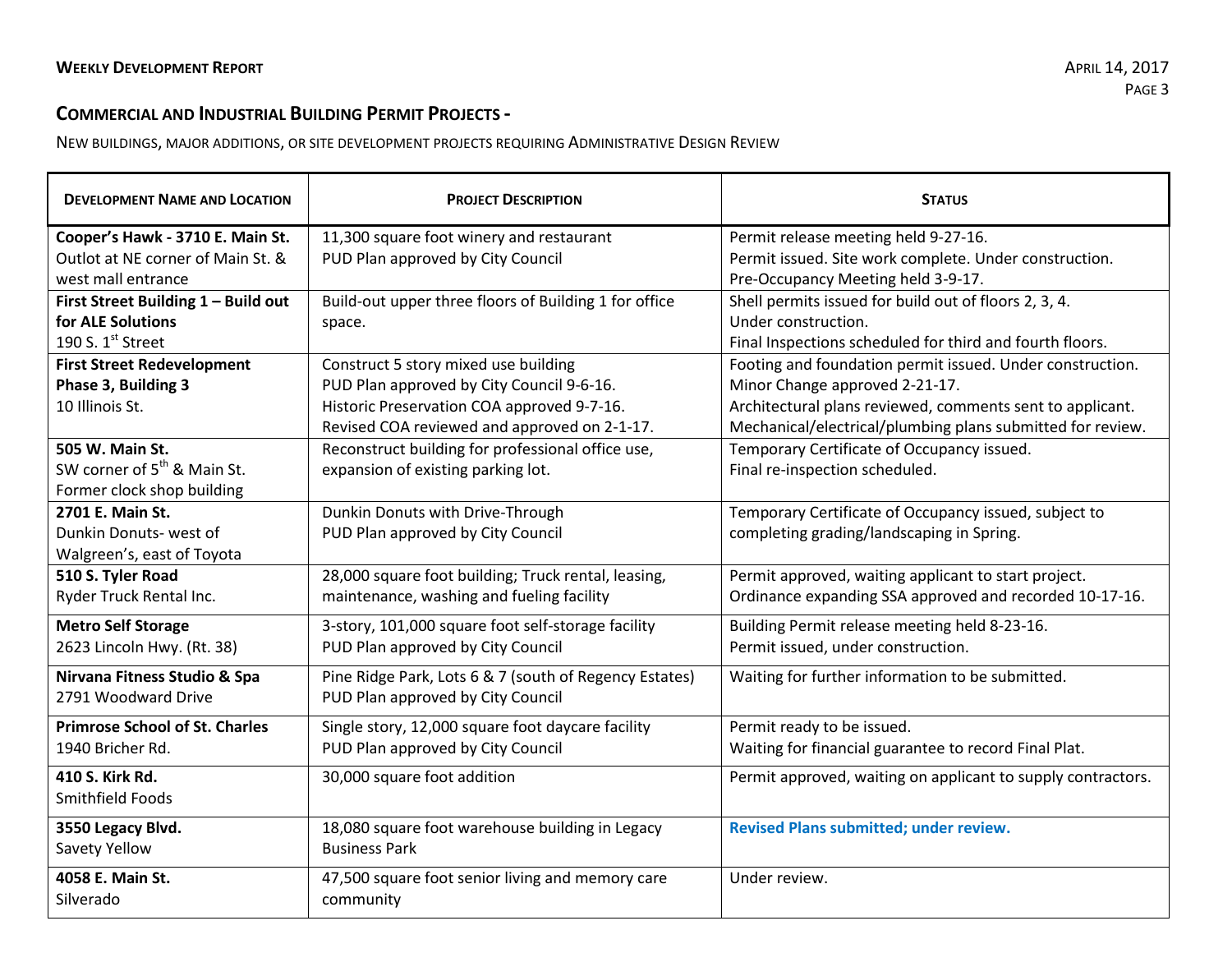## Commercial and Industrial Building Permit Projects -

New buildings, major additions, or site development projects requiring Administrative Design Review

| Development Name and Location | Project Description | Status |
|---|---|---|
| **Cooper's Hawk - 3710 E. Main St.**<br>Outlot at NE corner of Main St. & west mall entrance | 11,300 square foot winery and restaurant<br>PUD Plan approved by City Council | Permit release meeting held 9-27-16.<br>Permit issued. Site work complete. Under construction.<br>Pre-Occupancy Meeting held 3-9-17. |
| **First Street Building 1 – Build out for ALE Solutions**<br>190 S. 1st Street | Build-out upper three floors of Building 1 for office space. | Shell permits issued for build out of floors 2, 3, 4.<br>Under construction.<br>Final Inspections scheduled for third and fourth floors. |
| **First Street Redevelopment Phase 3, Building 3**<br>10 Illinois St. | Construct 5 story mixed use building<br>PUD Plan approved by City Council 9-6-16.<br>Historic Preservation COA approved 9-7-16.<br>Revised COA reviewed and approved on 2-1-17. | Footing and foundation permit issued. Under construction.<br>Minor Change approved 2-21-17.<br>Architectural plans reviewed, comments sent to applicant.<br>Mechanical/electrical/plumbing plans submitted for review. |
| **505 W. Main St.**<br>SW corner of 5th & Main St.<br>Former clock shop building | Reconstruct building for professional office use, expansion of existing parking lot. | Temporary Certificate of Occupancy issued.<br>Final re-inspection scheduled. |
| **2701 E. Main St.**<br>Dunkin Donuts- west of Walgreen's, east of Toyota | Dunkin Donuts with Drive-Through<br>PUD Plan approved by City Council | Temporary Certificate of Occupancy issued, subject to completing grading/landscaping in Spring. |
| **510 S. Tyler Road**<br>Ryder Truck Rental Inc. | 28,000 square foot building; Truck rental, leasing, maintenance, washing and fueling facility | Permit approved, waiting applicant to start project.<br>Ordinance expanding SSA approved and recorded 10-17-16. |
| **Metro Self Storage**<br>2623 Lincoln Hwy. (Rt. 38) | 3-story, 101,000 square foot self-storage facility<br>PUD Plan approved by City Council | Building Permit release meeting held 8-23-16.<br>Permit issued, under construction. |
| **Nirvana Fitness Studio & Spa**<br>2791 Woodward Drive | Pine Ridge Park, Lots 6 & 7 (south of Regency Estates)<br>PUD Plan approved by City Council | Waiting for further information to be submitted. |
| **Primrose School of St. Charles**<br>1940 Bricher Rd. | Single story, 12,000 square foot daycare facility<br>PUD Plan approved by City Council | Permit ready to be issued.<br>Waiting for financial guarantee to record Final Plat. |
| **410 S. Kirk Rd.**<br>Smithfield Foods | 30,000 square foot addition | Permit approved, waiting on applicant to supply contractors. |
| **3550 Legacy Blvd.**<br>Savety Yellow | 18,080 square foot warehouse building in Legacy Business Park | **Revised Plans submitted; under review.** |
| **4058 E. Main St.**<br>Silverado | 47,500 square foot senior living and memory care community | Under review. |